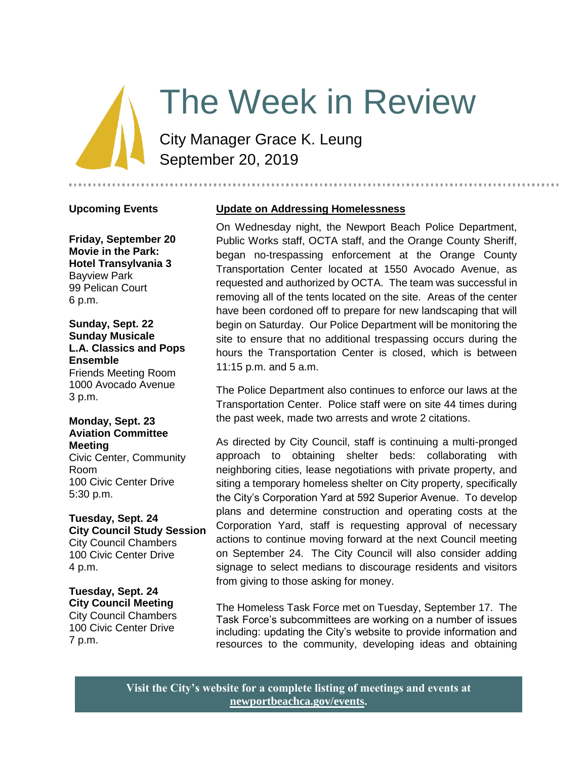# The Week in Review

City Manager Grace K. Leung
September 20, 2019

## Upcoming Events

**Friday, September 20**
**Movie in the Park: Hotel Transylvania 3**
Bayview Park
99 Pelican Court
6 p.m.

**Sunday, Sept. 22**
**Sunday Musicale**
**L.A. Classics and Pops Ensemble**
Friends Meeting Room
1000 Avocado Avenue
3 p.m.

**Monday, Sept. 23**
**Aviation Committee Meeting**
Civic Center, Community Room
100 Civic Center Drive
5:30 p.m.

**Tuesday, Sept. 24**
**City Council Study Session**
City Council Chambers
100 Civic Center Drive
4 p.m.

**Tuesday, Sept. 24**
**City Council Meeting**
City Council Chambers
100 Civic Center Drive
7 p.m.

## Update on Addressing Homelessness

On Wednesday night, the Newport Beach Police Department, Public Works staff, OCTA staff, and the Orange County Sheriff, began no-trespassing enforcement at the Orange County Transportation Center located at 1550 Avocado Avenue, as requested and authorized by OCTA. The team was successful in removing all of the tents located on the site. Areas of the center have been cordoned off to prepare for new landscaping that will begin on Saturday. Our Police Department will be monitoring the site to ensure that no additional trespassing occurs during the hours the Transportation Center is closed, which is between 11:15 p.m. and 5 a.m.

The Police Department also continues to enforce our laws at the Transportation Center. Police staff were on site 44 times during the past week, made two arrests and wrote 2 citations.

As directed by City Council, staff is continuing a multi-pronged approach to obtaining shelter beds: collaborating with neighboring cities, lease negotiations with private property, and siting a temporary homeless shelter on City property, specifically the City's Corporation Yard at 592 Superior Avenue. To develop plans and determine construction and operating costs at the Corporation Yard, staff is requesting approval of necessary actions to continue moving forward at the next Council meeting on September 24. The City Council will also consider adding signage to select medians to discourage residents and visitors from giving to those asking for money.

The Homeless Task Force met on Tuesday, September 17. The Task Force's subcommittees are working on a number of issues including: updating the City's website to provide information and resources to the community, developing ideas and obtaining

**Visit the City's website for a complete listing of meetings and events at newportbeachca.gov/events.**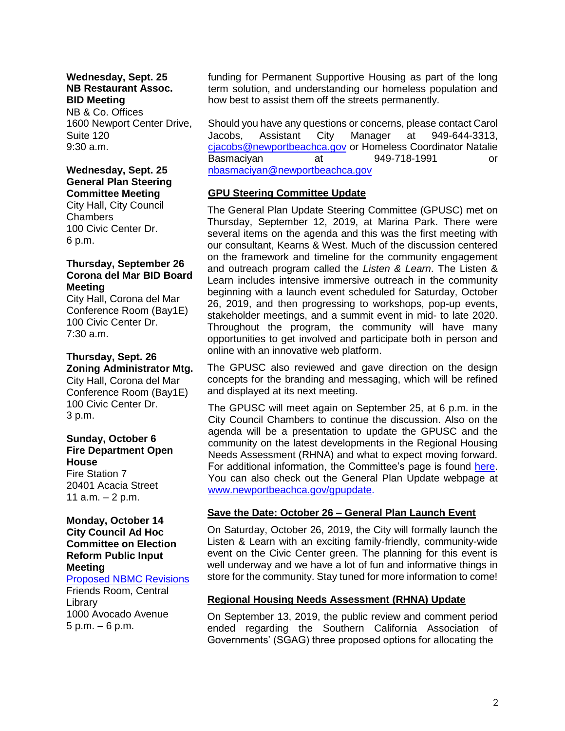**Wednesday, Sept. 25**
**NB Restaurant Assoc. BID Meeting**
NB & Co. Offices
1600 Newport Center Drive, Suite 120
9:30 a.m.

**Wednesday, Sept. 25**
**General Plan Steering Committee Meeting**
City Hall, City Council Chambers
100 Civic Center Dr.
6 p.m.

**Thursday, September 26**
**Corona del Mar BID Board Meeting**
City Hall, Corona del Mar Conference Room (Bay1E)
100 Civic Center Dr.
7:30 a.m.

**Thursday, Sept. 26**
**Zoning Administrator Mtg.**
City Hall, Corona del Mar Conference Room (Bay1E)
100 Civic Center Dr.
3 p.m.

**Sunday, October 6**
**Fire Department Open House**
Fire Station 7
20401 Acacia Street
11 a.m. – 2 p.m.

**Monday, October 14**
**City Council Ad Hoc Committee on Election Reform Public Input Meeting**
[Proposed NBMC Revisions]
Friends Room, Central Library
1000 Avocado Avenue
5 p.m. – 6 p.m.

funding for Permanent Supportive Housing as part of the long term solution, and understanding our homeless population and how best to assist them off the streets permanently.

Should you have any questions or concerns, please contact Carol Jacobs, Assistant City Manager at 949-644-3313, cjacobs@newportbeachca.gov or Homeless Coordinator Natalie Basmaciyan at 949-718-1991 or nbasmaciyan@newportbeachca.gov

## GPU Steering Committee Update

The General Plan Update Steering Committee (GPUSC) met on Thursday, September 12, 2019, at Marina Park. There were several items on the agenda and this was the first meeting with our consultant, Kearns & West. Much of the discussion centered on the framework and timeline for the community engagement and outreach program called the *Listen & Learn*. The Listen & Learn includes intensive immersive outreach in the community beginning with a launch event scheduled for Saturday, October 26, 2019, and then progressing to workshops, pop-up events, stakeholder meetings, and a summit event in mid- to late 2020. Throughout the program, the community will have many opportunities to get involved and participate both in person and online with an innovative web platform.

The GPUSC also reviewed and gave direction on the design concepts for the branding and messaging, which will be refined and displayed at its next meeting.

The GPUSC will meet again on September 25, at 6 p.m. in the City Council Chambers to continue the discussion. Also on the agenda will be a presentation to update the GPUSC and the community on the latest developments in the Regional Housing Needs Assessment (RHNA) and what to expect moving forward. For additional information, the Committee's page is found here. You can also check out the General Plan Update webpage at www.newportbeachca.gov/gpupdate.

## Save the Date: October 26 – General Plan Launch Event

On Saturday, October 26, 2019, the City will formally launch the Listen & Learn with an exciting family-friendly, community-wide event on the Civic Center green. The planning for this event is well underway and we have a lot of fun and informative things in store for the community. Stay tuned for more information to come!

## Regional Housing Needs Assessment (RHNA) Update

On September 13, 2019, the public review and comment period ended regarding the Southern California Association of Governments' (SGAG) three proposed options for allocating the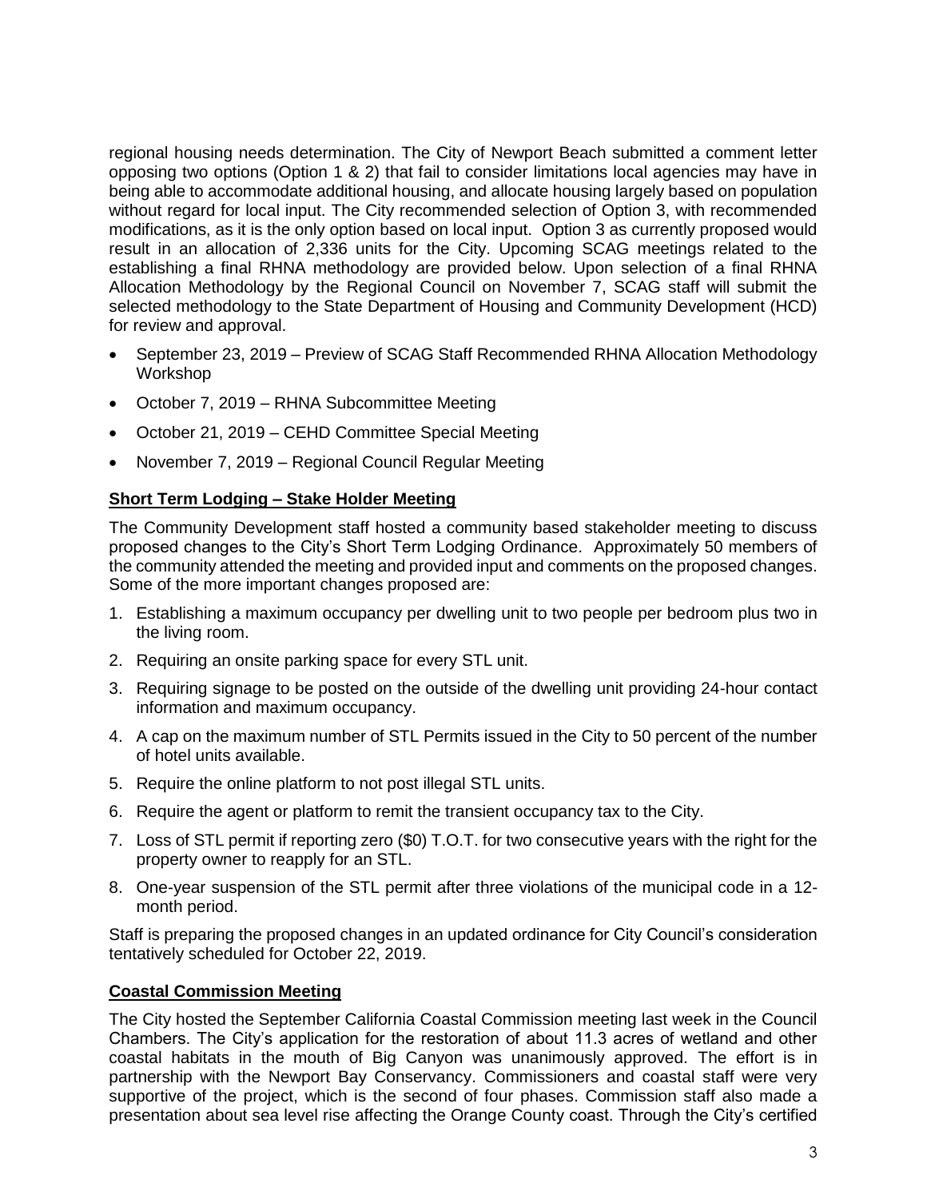regional housing needs determination. The City of Newport Beach submitted a comment letter opposing two options (Option 1 & 2) that fail to consider limitations local agencies may have in being able to accommodate additional housing, and allocate housing largely based on population without regard for local input. The City recommended selection of Option 3, with recommended modifications, as it is the only option based on local input. Option 3 as currently proposed would result in an allocation of 2,336 units for the City. Upcoming SCAG meetings related to the establishing a final RHNA methodology are provided below. Upon selection of a final RHNA Allocation Methodology by the Regional Council on November 7, SCAG staff will submit the selected methodology to the State Department of Housing and Community Development (HCD) for review and approval.

- September 23, 2019 – Preview of SCAG Staff Recommended RHNA Allocation Methodology Workshop
- October 7, 2019 – RHNA Subcommittee Meeting
- October 21, 2019 – CEHD Committee Special Meeting
- November 7, 2019 – Regional Council Regular Meeting

**Short Term Lodging – Stake Holder Meeting**

The Community Development staff hosted a community based stakeholder meeting to discuss proposed changes to the City's Short Term Lodging Ordinance. Approximately 50 members of the community attended the meeting and provided input and comments on the proposed changes. Some of the more important changes proposed are:

1. Establishing a maximum occupancy per dwelling unit to two people per bedroom plus two in the living room.
2. Requiring an onsite parking space for every STL unit.
3. Requiring signage to be posted on the outside of the dwelling unit providing 24-hour contact information and maximum occupancy.
4. A cap on the maximum number of STL Permits issued in the City to 50 percent of the number of hotel units available.
5. Require the online platform to not post illegal STL units.
6. Require the agent or platform to remit the transient occupancy tax to the City.
7. Loss of STL permit if reporting zero ($0) T.O.T. for two consecutive years with the right for the property owner to reapply for an STL.
8. One-year suspension of the STL permit after three violations of the municipal code in a 12-month period.

Staff is preparing the proposed changes in an updated ordinance for City Council's consideration tentatively scheduled for October 22, 2019.

**Coastal Commission Meeting**

The City hosted the September California Coastal Commission meeting last week in the Council Chambers. The City's application for the restoration of about 11.3 acres of wetland and other coastal habitats in the mouth of Big Canyon was unanimously approved. The effort is in partnership with the Newport Bay Conservancy. Commissioners and coastal staff were very supportive of the project, which is the second of four phases. Commission staff also made a presentation about sea level rise affecting the Orange County coast. Through the City's certified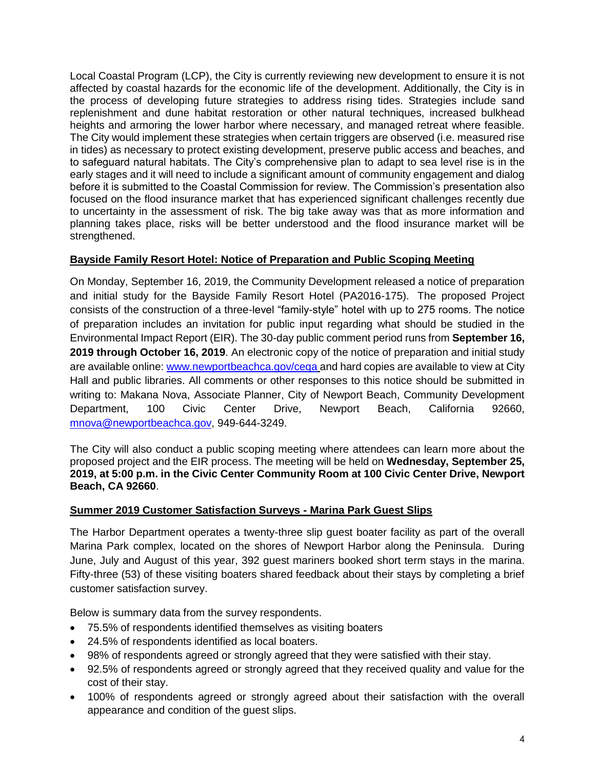Local Coastal Program (LCP), the City is currently reviewing new development to ensure it is not affected by coastal hazards for the economic life of the development. Additionally, the City is in the process of developing future strategies to address rising tides. Strategies include sand replenishment and dune habitat restoration or other natural techniques, increased bulkhead heights and armoring the lower harbor where necessary, and managed retreat where feasible. The City would implement these strategies when certain triggers are observed (i.e. measured rise in tides) as necessary to protect existing development, preserve public access and beaches, and to safeguard natural habitats. The City's comprehensive plan to adapt to sea level rise is in the early stages and it will need to include a significant amount of community engagement and dialog before it is submitted to the Coastal Commission for review. The Commission's presentation also focused on the flood insurance market that has experienced significant challenges recently due to uncertainty in the assessment of risk. The big take away was that as more information and planning takes place, risks will be better understood and the flood insurance market will be strengthened.

**Bayside Family Resort Hotel: Notice of Preparation and Public Scoping Meeting**

On Monday, September 16, 2019, the Community Development released a notice of preparation and initial study for the Bayside Family Resort Hotel (PA2016-175). The proposed Project consists of the construction of a three-level "family-style" hotel with up to 275 rooms. The notice of preparation includes an invitation for public input regarding what should be studied in the Environmental Impact Report (EIR). The 30-day public comment period runs from **September 16, 2019 through October 16, 2019**. An electronic copy of the notice of preparation and initial study are available online: www.newportbeachca.gov/ceqa and hard copies are available to view at City Hall and public libraries. All comments or other responses to this notice should be submitted in writing to: Makana Nova, Associate Planner, City of Newport Beach, Community Development Department, 100 Civic Center Drive, Newport Beach, California 92660, mnova@newportbeachca.gov, 949-644-3249.

The City will also conduct a public scoping meeting where attendees can learn more about the proposed project and the EIR process. The meeting will be held on **Wednesday, September 25, 2019, at 5:00 p.m. in the Civic Center Community Room at 100 Civic Center Drive, Newport Beach, CA 92660**.

**Summer 2019 Customer Satisfaction Surveys - Marina Park Guest Slips**

The Harbor Department operates a twenty-three slip guest boater facility as part of the overall Marina Park complex, located on the shores of Newport Harbor along the Peninsula. During June, July and August of this year, 392 guest mariners booked short term stays in the marina. Fifty-three (53) of these visiting boaters shared feedback about their stays by completing a brief customer satisfaction survey.

Below is summary data from the survey respondents.

- 75.5% of respondents identified themselves as visiting boaters
- 24.5% of respondents identified as local boaters.
- 98% of respondents agreed or strongly agreed that they were satisfied with their stay.
- 92.5% of respondents agreed or strongly agreed that they received quality and value for the cost of their stay.
- 100% of respondents agreed or strongly agreed about their satisfaction with the overall appearance and condition of the guest slips.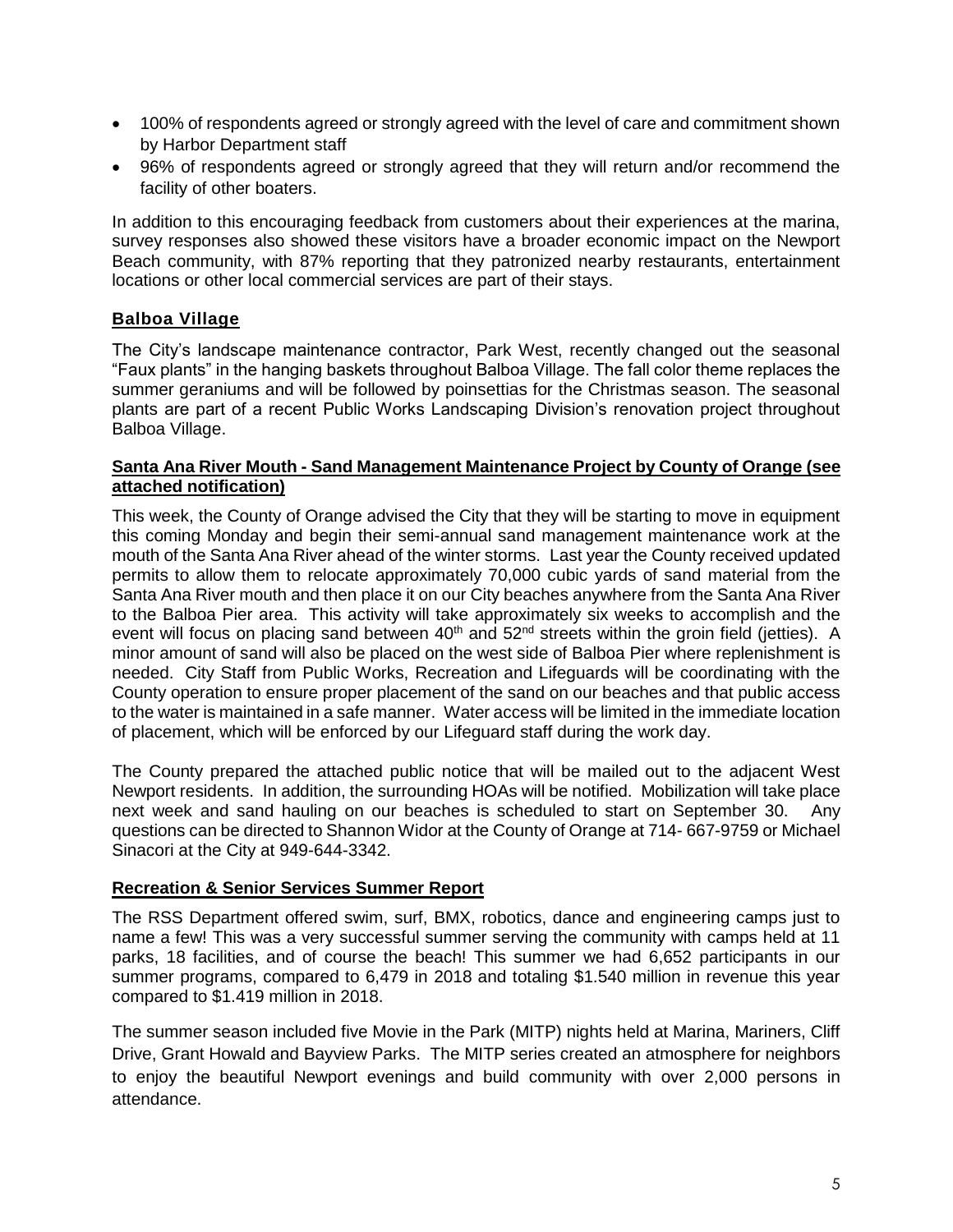- 100% of respondents agreed or strongly agreed with the level of care and commitment shown by Harbor Department staff
- 96% of respondents agreed or strongly agreed that they will return and/or recommend the facility of other boaters.

In addition to this encouraging feedback from customers about their experiences at the marina, survey responses also showed these visitors have a broader economic impact on the Newport Beach community, with 87% reporting that they patronized nearby restaurants, entertainment locations or other local commercial services are part of their stays.

## Balboa Village

The City's landscape maintenance contractor, Park West, recently changed out the seasonal "Faux plants" in the hanging baskets throughout Balboa Village. The fall color theme replaces the summer geraniums and will be followed by poinsettias for the Christmas season. The seasonal plants are part of a recent Public Works Landscaping Division's renovation project throughout Balboa Village.

## Santa Ana River Mouth - Sand Management Maintenance Project by County of Orange (see attached notification)

This week, the County of Orange advised the City that they will be starting to move in equipment this coming Monday and begin their semi-annual sand management maintenance work at the mouth of the Santa Ana River ahead of the winter storms. Last year the County received updated permits to allow them to relocate approximately 70,000 cubic yards of sand material from the Santa Ana River mouth and then place it on our City beaches anywhere from the Santa Ana River to the Balboa Pier area. This activity will take approximately six weeks to accomplish and the event will focus on placing sand between 40th and 52nd streets within the groin field (jetties). A minor amount of sand will also be placed on the west side of Balboa Pier where replenishment is needed. City Staff from Public Works, Recreation and Lifeguards will be coordinating with the County operation to ensure proper placement of the sand on our beaches and that public access to the water is maintained in a safe manner. Water access will be limited in the immediate location of placement, which will be enforced by our Lifeguard staff during the work day.

The County prepared the attached public notice that will be mailed out to the adjacent West Newport residents. In addition, the surrounding HOAs will be notified. Mobilization will take place next week and sand hauling on our beaches is scheduled to start on September 30. Any questions can be directed to Shannon Widor at the County of Orange at 714- 667-9759 or Michael Sinacori at the City at 949-644-3342.

## Recreation & Senior Services Summer Report

The RSS Department offered swim, surf, BMX, robotics, dance and engineering camps just to name a few! This was a very successful summer serving the community with camps held at 11 parks, 18 facilities, and of course the beach! This summer we had 6,652 participants in our summer programs, compared to 6,479 in 2018 and totaling $1.540 million in revenue this year compared to $1.419 million in 2018.

The summer season included five Movie in the Park (MITP) nights held at Marina, Mariners, Cliff Drive, Grant Howald and Bayview Parks. The MITP series created an atmosphere for neighbors to enjoy the beautiful Newport evenings and build community with over 2,000 persons in attendance.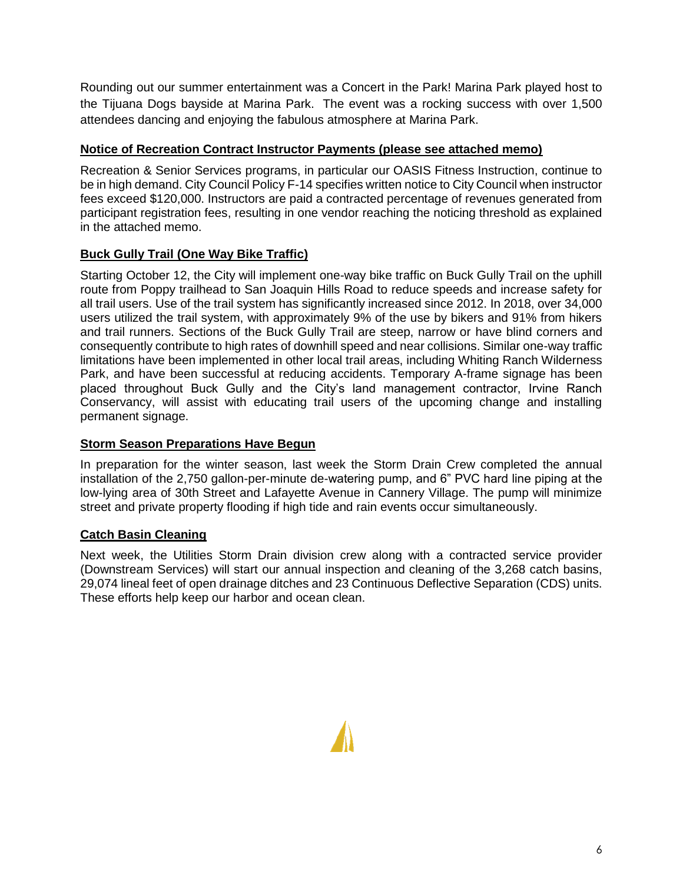Rounding out our summer entertainment was a Concert in the Park! Marina Park played host to the Tijuana Dogs bayside at Marina Park. The event was a rocking success with over 1,500 attendees dancing and enjoying the fabulous atmosphere at Marina Park.

**Notice of Recreation Contract Instructor Payments (please see attached memo)**

Recreation & Senior Services programs, in particular our OASIS Fitness Instruction, continue to be in high demand. City Council Policy F-14 specifies written notice to City Council when instructor fees exceed $120,000. Instructors are paid a contracted percentage of revenues generated from participant registration fees, resulting in one vendor reaching the noticing threshold as explained in the attached memo.

**Buck Gully Trail (One Way Bike Traffic)**

Starting October 12, the City will implement one-way bike traffic on Buck Gully Trail on the uphill route from Poppy trailhead to San Joaquin Hills Road to reduce speeds and increase safety for all trail users. Use of the trail system has significantly increased since 2012. In 2018, over 34,000 users utilized the trail system, with approximately 9% of the use by bikers and 91% from hikers and trail runners. Sections of the Buck Gully Trail are steep, narrow or have blind corners and consequently contribute to high rates of downhill speed and near collisions. Similar one-way traffic limitations have been implemented in other local trail areas, including Whiting Ranch Wilderness Park, and have been successful at reducing accidents. Temporary A-frame signage has been placed throughout Buck Gully and the City's land management contractor, Irvine Ranch Conservancy, will assist with educating trail users of the upcoming change and installing permanent signage.

**Storm Season Preparations Have Begun**

In preparation for the winter season, last week the Storm Drain Crew completed the annual installation of the 2,750 gallon-per-minute de-watering pump, and 6" PVC hard line piping at the low-lying area of 30th Street and Lafayette Avenue in Cannery Village. The pump will minimize street and private property flooding if high tide and rain events occur simultaneously.

**Catch Basin Cleaning**

Next week, the Utilities Storm Drain division crew along with a contracted service provider (Downstream Services) will start our annual inspection and cleaning of the 3,268 catch basins, 29,074 lineal feet of open drainage ditches and 23 Continuous Deflective Separation (CDS) units. These efforts help keep our harbor and ocean clean.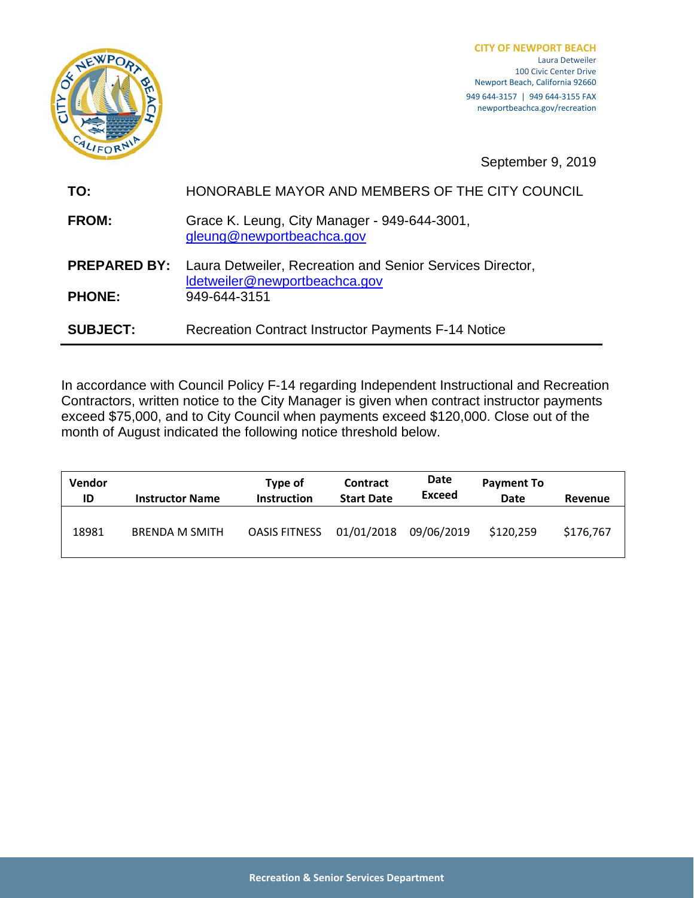**CITY OF NEWPORT BEACH**
Laura Detweiler
100 Civic Center Drive
Newport Beach, California 92660
949 644-3157 | 949 644-3155 FAX
newportbeachca.gov/recreation

September 9, 2019

**TO:** HONORABLE MAYOR AND MEMBERS OF THE CITY COUNCIL

**FROM:** Grace K. Leung, City Manager - 949-644-3001, gleung@newportbeachca.gov

**PREPARED BY:** Laura Detweiler, Recreation and Senior Services Director, ldetweiler@newportbeachca.gov

**PHONE:** 949-644-3151

**SUBJECT:** Recreation Contract Instructor Payments F-14 Notice

In accordance with Council Policy F-14 regarding Independent Instructional and Recreation Contractors, written notice to the City Manager is given when contract instructor payments exceed $75,000, and to City Council when payments exceed $120,000. Close out of the month of August indicated the following notice threshold below.

| Vendor ID | Instructor Name | Type of Instruction | Contract Start Date | Date Exceed | Payment To Date | Revenue |
|---|---|---|---|---|---|---|
| 18981 | BRENDA M SMITH | OASIS FITNESS | 01/01/2018 | 09/06/2019 | $120,259 | $176,767 |

**Recreation & Senior Services Department**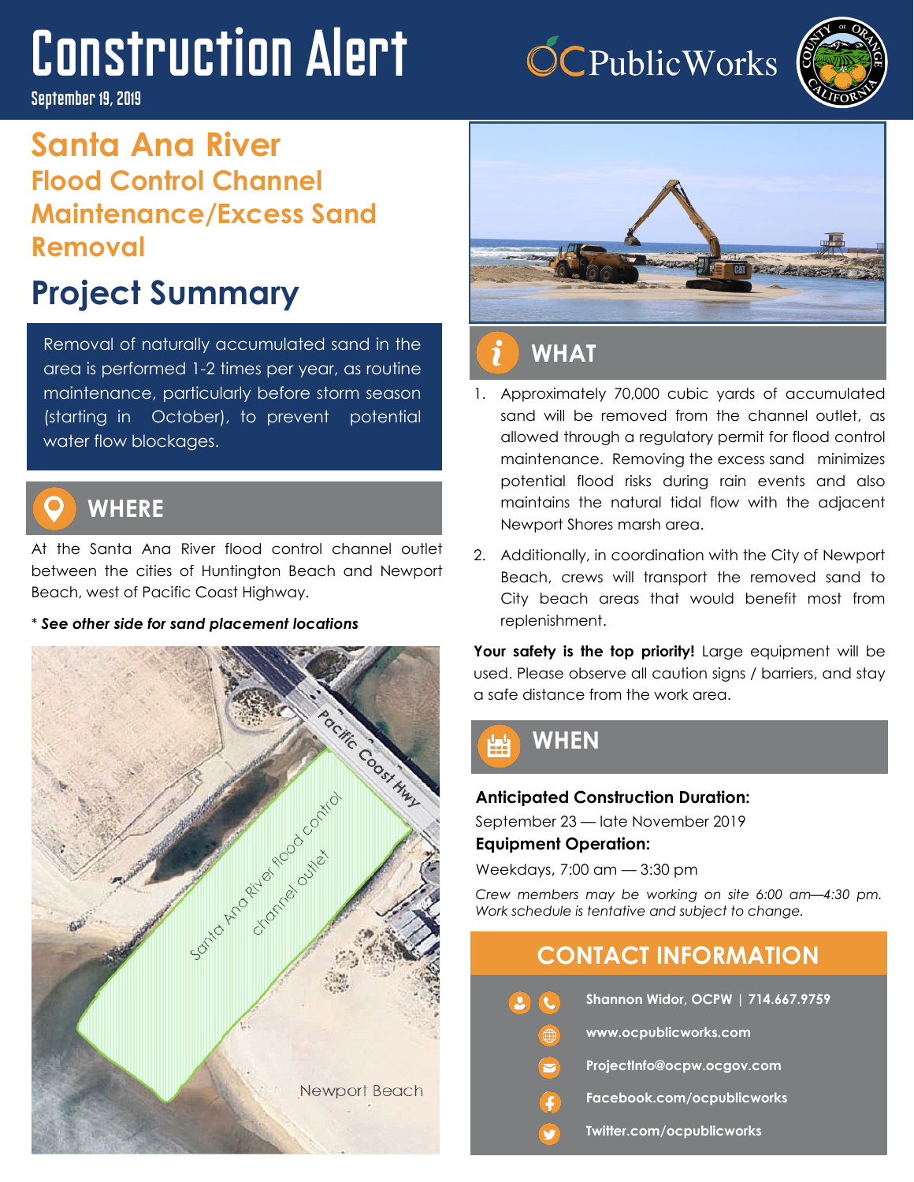# Construction Alert

September 19, 2019

OC Public Works

## Santa Ana River

### Flood Control Channel Maintenance/Excess Sand Removal

## Project Summary

Removal of naturally accumulated sand in the area is performed 1-2 times per year, as routine maintenance, particularly before storm season (starting in October), to prevent potential water flow blockages.

### WHERE

At the Santa Ana River flood control channel outlet between the cities of Huntington Beach and Newport Beach, west of Pacific Coast Highway.

\* ***See other side for sand placement locations***

Pacific Coast Hwy

Santa Ana River flood control channel outlet

Newport Beach

### WHAT

1. Approximately 70,000 cubic yards of accumulated sand will be removed from the channel outlet, as allowed through a regulatory permit for flood control maintenance. Removing the excess sand minimizes potential flood risks during rain events and also maintains the natural tidal flow with the adjacent Newport Shores marsh area.
2. Additionally, in coordination with the City of Newport Beach, crews will transport the removed sand to City beach areas that would benefit most from replenishment.

**Your safety is the top priority!** Large equipment will be used. Please observe all caution signs / barriers, and stay a safe distance from the work area.

### WHEN

**Anticipated Construction Duration:**

September 23 — late November 2019

**Equipment Operation:**

Weekdays, 7:00 am — 3:30 pm

*Crew members may be working on site 6:00 am—4:30 pm. Work schedule is tentative and subject to change.*

### CONTACT INFORMATION

- **Shannon Widor, OCPW | 714.667.9759**
- **www.ocpublicworks.com**
- **ProjectInfo@ocpw.ocgov.com**
- **Facebook.com/ocpublicworks**
- **Twitter.com/ocpublicworks**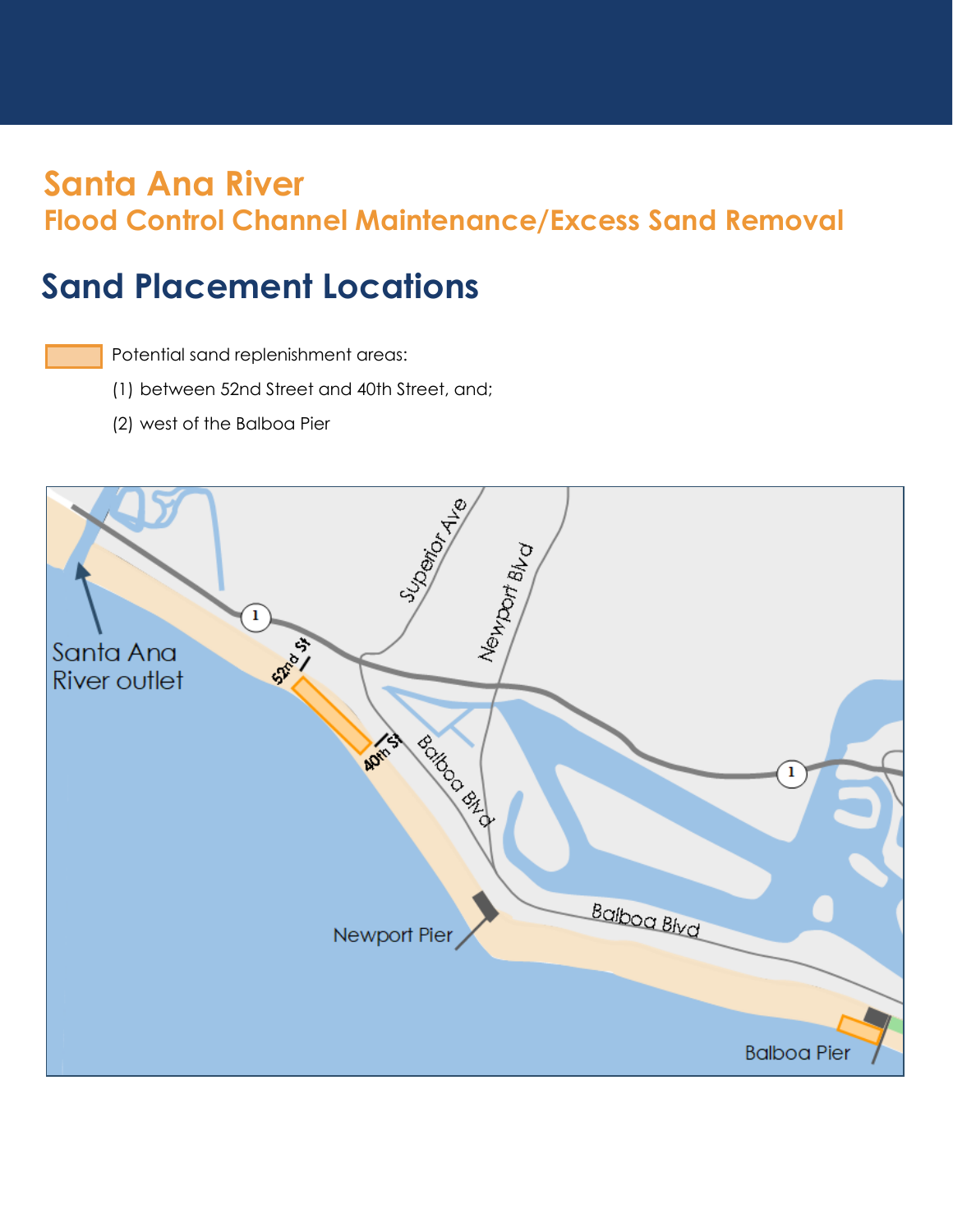# Santa Ana River

## Flood Control Channel Maintenance/Excess Sand Removal

## Sand Placement Locations

Potential sand replenishment areas:

(1) between 52nd Street and 40th Street, and;

(2) west of the Balboa Pier

Santa Ana River outlet

52nd St

40th St

Superior Ave

Newport Blvd

Balboa Blvd

Balboa Blvd

1

1

Newport Pier

Balboa Pier